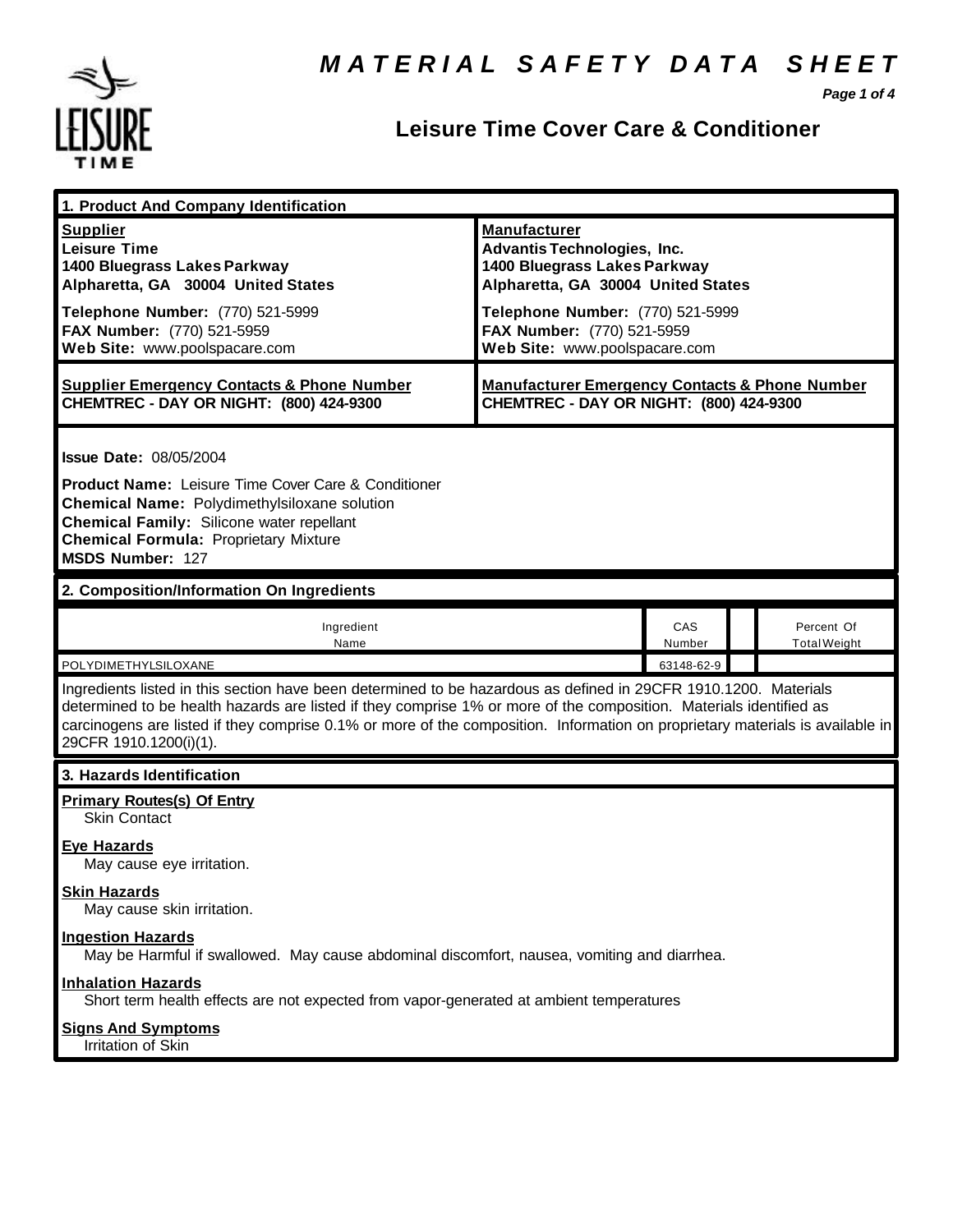# MATERIAL SAFETY DATA SHEET

## Leisure Time Cover Care & Conditioner

### 1. Product And Company Identification

| Supplier | Manufacturer |
|---|---|
| **Leisure Time** | **Advantis Technologies, Inc.** |
| **1400 Bluegrass Lakes Parkway** | **1400 Bluegrass Lakes Parkway** |
| **Alpharetta, GA 30004 United States** | **Alpharetta, GA 30004 United States** |
| **Telephone Number:** (770) 521-5999 | **Telephone Number:** (770) 521-5999 |
| **FAX Number:** (770) 521-5959 | **FAX Number:** (770) 521-5959 |
| **Web Site:** www.poolspacare.com | **Web Site:** www.poolspacare.com |
| **Supplier Emergency Contacts & Phone Number** | **Manufacturer Emergency Contacts & Phone Number** |
| **CHEMTREC - DAY OR NIGHT: (800) 424-9300** | **CHEMTREC - DAY OR NIGHT: (800) 424-9300** |

**Issue Date:** 08/05/2004

**Product Name:** Leisure Time Cover Care & Conditioner
**Chemical Name:** Polydimethylsiloxane solution
**Chemical Family:** Silicone water repellant
**Chemical Formula:** Proprietary Mixture
**MSDS Number:** 127

### 2. Composition/Information On Ingredients

| Ingredient Name | CAS Number | | Percent Of Total Weight |
|---|---|---|---|
| POLYDIMETHYLSILOXANE | 63148-62-9 | | |

Ingredients listed in this section have been determined to be hazardous as defined in 29CFR 1910.1200. Materials determined to be health hazards are listed if they comprise 1% or more of the composition. Materials identified as carcinogens are listed if they comprise 0.1% or more of the composition. Information on proprietary materials is available in 29CFR 1910.1200(i)(1).

### 3. Hazards Identification

**Primary Routes(s) Of Entry**
Skin Contact

**Eye Hazards**
May cause eye irritation.

**Skin Hazards**
May cause skin irritation.

**Ingestion Hazards**
May be Harmful if swallowed. May cause abdominal discomfort, nausea, vomiting and diarrhea.

**Inhalation Hazards**
Short term health effects are not expected from vapor-generated at ambient temperatures

**Signs And Symptoms**
Irritation of Skin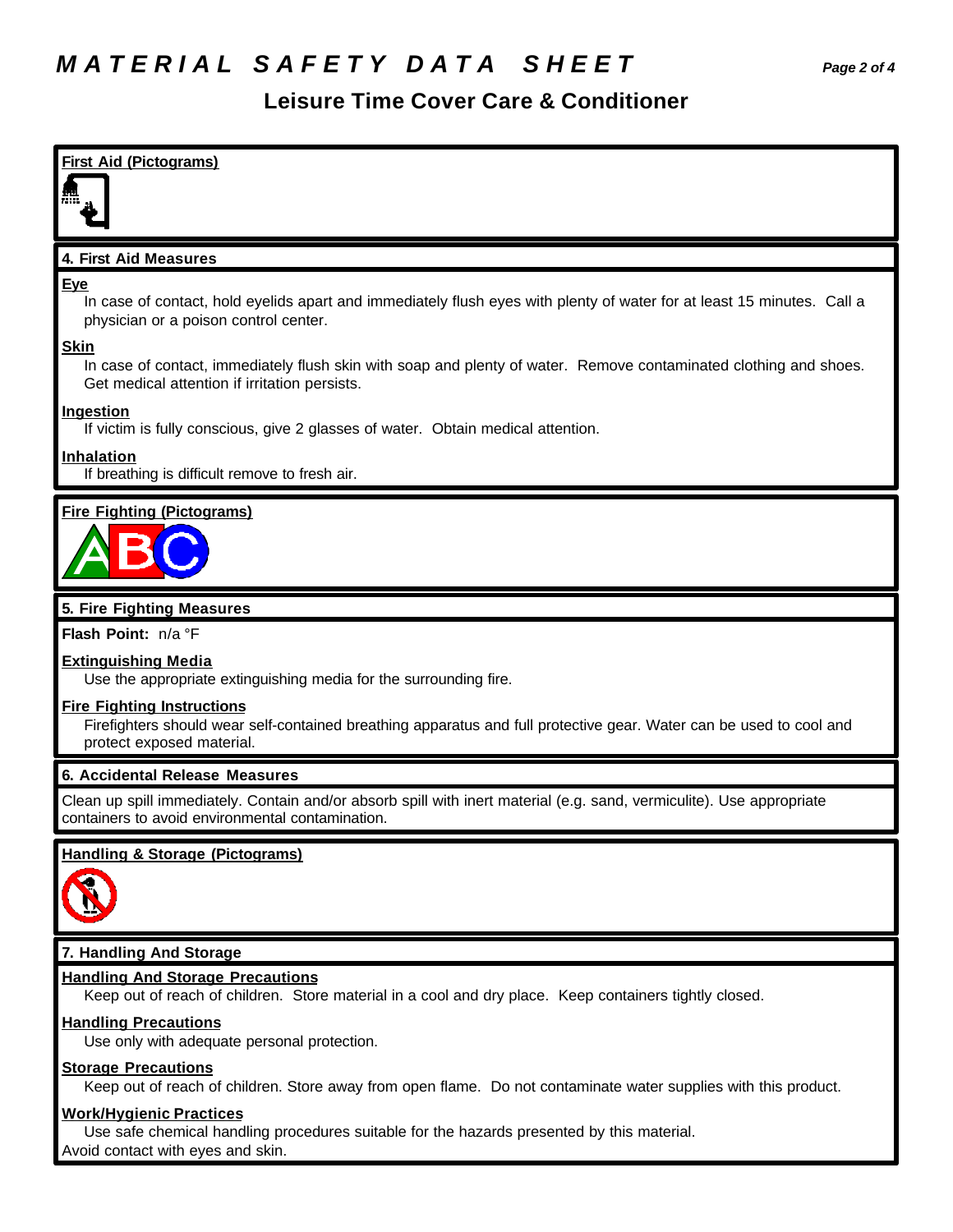# MATERIAL SAFETY DATA SHEET

## Leisure Time Cover Care & Conditioner

**First Aid (Pictograms)**

### 4. First Aid Measures

**Eye**

In case of contact, hold eyelids apart and immediately flush eyes with plenty of water for at least 15 minutes. Call a physician or a poison control center.

**Skin**

In case of contact, immediately flush skin with soap and plenty of water. Remove contaminated clothing and shoes. Get medical attention if irritation persists.

**Ingestion**

If victim is fully conscious, give 2 glasses of water. Obtain medical attention.

**Inhalation**

If breathing is difficult remove to fresh air.

**Fire Fighting (Pictograms)**

### 5. Fire Fighting Measures

**Flash Point:** n/a °F

**Extinguishing Media**

Use the appropriate extinguishing media for the surrounding fire.

**Fire Fighting Instructions**

Firefighters should wear self-contained breathing apparatus and full protective gear. Water can be used to cool and protect exposed material.

### 6. Accidental Release Measures

Clean up spill immediately. Contain and/or absorb spill with inert material (e.g. sand, vermiculite). Use appropriate containers to avoid environmental contamination.

**Handling & Storage (Pictograms)**

### 7. Handling And Storage

**Handling And Storage Precautions**

Keep out of reach of children. Store material in a cool and dry place. Keep containers tightly closed.

**Handling Precautions**

Use only with adequate personal protection.

**Storage Precautions**

Keep out of reach of children. Store away from open flame. Do not contaminate water supplies with this product.

**Work/Hygienic Practices**

Use safe chemical handling procedures suitable for the hazards presented by this material.
Avoid contact with eyes and skin.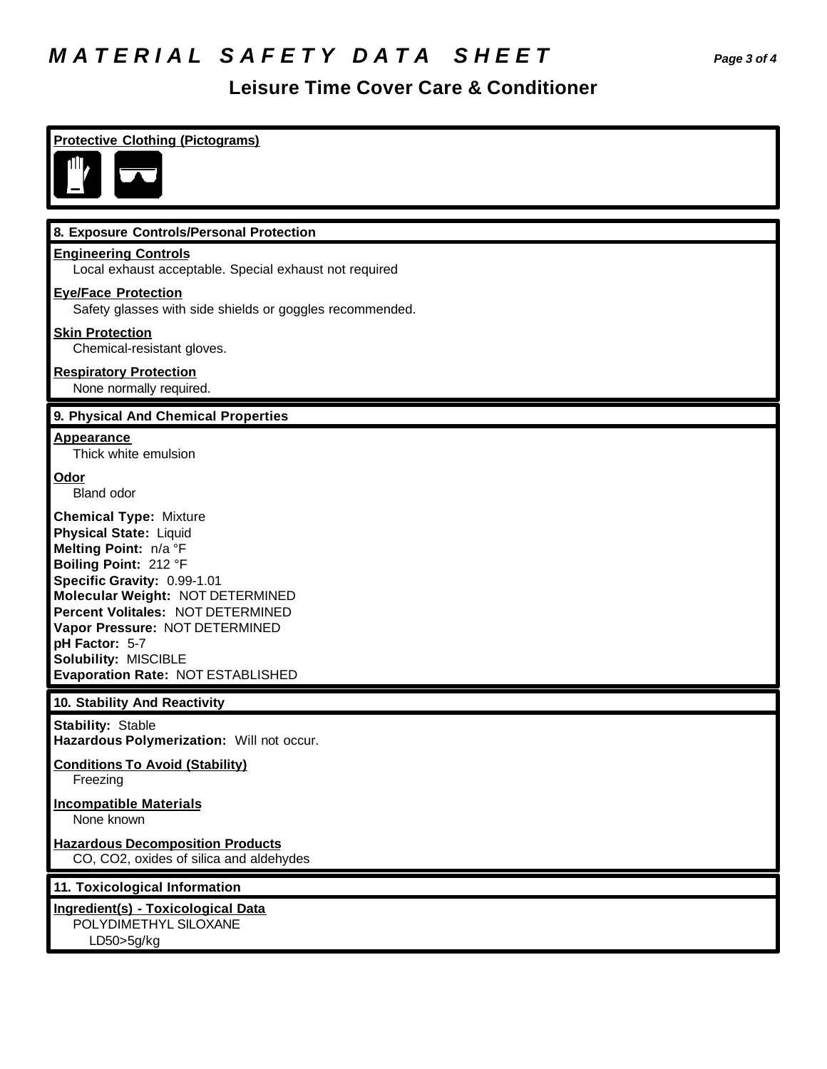# MATERIAL SAFETY DATA SHEET

## Leisure Time Cover Care & Conditioner

**Protective Clothing (Pictograms)**

## 8. Exposure Controls/Personal Protection

**Engineering Controls**
Local exhaust acceptable. Special exhaust not required

**Eye/Face Protection**
Safety glasses with side shields or goggles recommended.

**Skin Protection**
Chemical-resistant gloves.

**Respiratory Protection**
None normally required.

## 9. Physical And Chemical Properties

**Appearance**
Thick white emulsion

**Odor**
Bland odor

**Chemical Type:** Mixture
**Physical State:** Liquid
**Melting Point:** n/a °F
**Boiling Point:** 212 °F
**Specific Gravity:** 0.99-1.01
**Molecular Weight:** NOT DETERMINED
**Percent Volitales:** NOT DETERMINED
**Vapor Pressure:** NOT DETERMINED
**pH Factor:** 5-7
**Solubility:** MISCIBLE
**Evaporation Rate:** NOT ESTABLISHED

## 10. Stability And Reactivity

**Stability:** Stable
**Hazardous Polymerization:** Will not occur.

**Conditions To Avoid (Stability)**
Freezing

**Incompatible Materials**
None known

**Hazardous Decomposition Products**
CO, $CO_2$, oxides of silica and aldehydes

## 11. Toxicological Information

**Ingredient(s) - Toxicological Data**
POLYDIMETHYL SILOXANE
LD50>5g/kg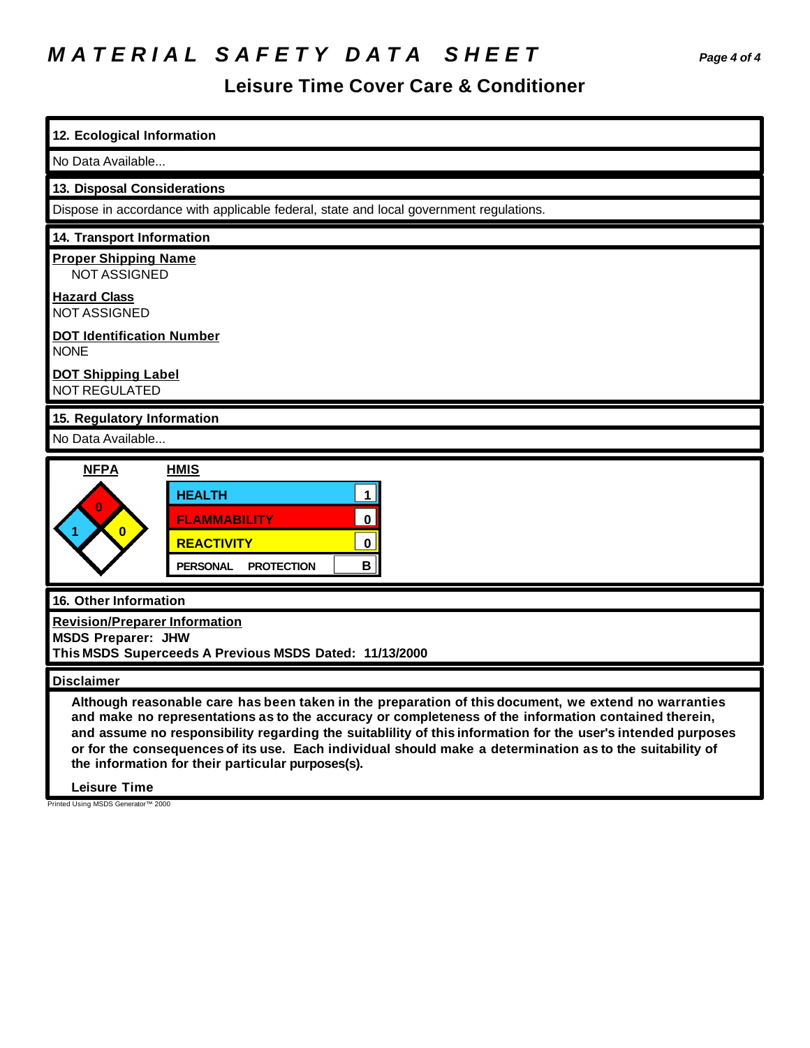# MATERIAL SAFETY DATA SHEET

## Leisure Time Cover Care & Conditioner

### 12. Ecological Information

No Data Available...

### 13. Disposal Considerations

Dispose in accordance with applicable federal, state and local government regulations.

### 14. Transport Information

**Proper Shipping Name**
NOT ASSIGNED

**Hazard Class**
NOT ASSIGNED

**DOT Identification Number**
NONE

**DOT Shipping Label**
NOT REGULATED

### 15. Regulatory Information

No Data Available...

**NFPA**

0
1
0

**HMIS**

| | |
|---|---|
| HEALTH | 1 |
| FLAMMABILITY | 0 |
| REACTIVITY | 0 |
| PERSONAL PROTECTION | B |

### 16. Other Information

**Revision/Preparer Information**

**MSDS Preparer: JHW**

**This MSDS Superceeds A Previous MSDS Dated: 11/13/2000**

### Disclaimer

**Although reasonable care has been taken in the preparation of this document, we extend no warranties and make no representations as to the accuracy or completeness of the information contained therein, and assume no responsibility regarding the suitablility of this information for the user's intended purposes or for the consequences of its use. Each individual should make a determination as to the suitability of the information for their particular purposes(s).**

**Leisure Time**

Printed Using MSDS Generator™ 2000